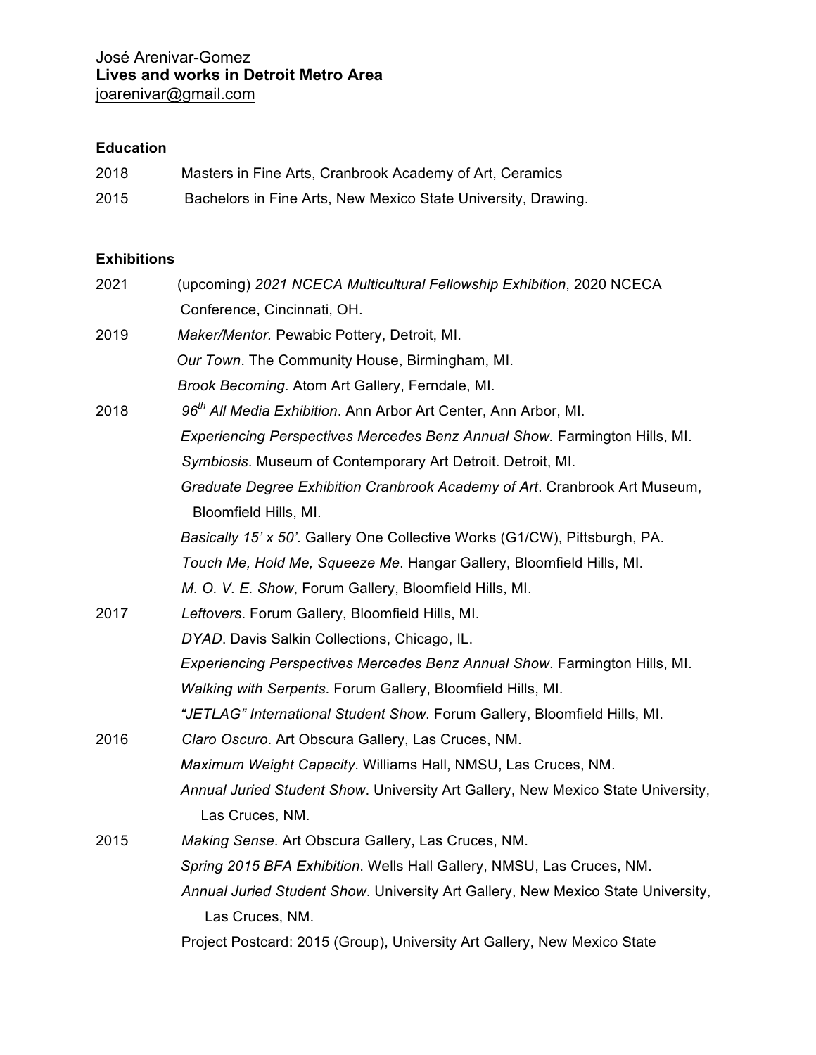José Arenivar-Gomez
**Lives and works in Detroit Metro Area**
joarenivar@gmail.com

**Education**

2018 Masters in Fine Arts, Cranbrook Academy of Art, Ceramics

2015 Bachelors in Fine Arts, New Mexico State University, Drawing.

**Exhibitions**

2021 (upcoming) *2021 NCECA Multicultural Fellowship Exhibition*, 2020 NCECA Conference, Cincinnati, OH.

2019 *Maker/Mentor*. Pewabic Pottery, Detroit, MI.
*Our Town*. The Community House, Birmingham, MI.
*Brook Becoming*. Atom Art Gallery, Ferndale, MI.

2018 *96th All Media Exhibition*. Ann Arbor Art Center, Ann Arbor, MI.
*Experiencing Perspectives Mercedes Benz Annual Show.* Farmington Hills, MI.
*Symbiosis*. Museum of Contemporary Art Detroit. Detroit, MI.
*Graduate Degree Exhibition Cranbrook Academy of Art*. Cranbrook Art Museum, Bloomfield Hills, MI.
*Basically 15' x 50'*. Gallery One Collective Works (G1/CW), Pittsburgh, PA.
*Touch Me, Hold Me, Squeeze Me*. Hangar Gallery, Bloomfield Hills, MI.
*M. O. V. E. Show*, Forum Gallery, Bloomfield Hills, MI.

2017 *Leftovers*. Forum Gallery, Bloomfield Hills, MI.
*DYAD*. Davis Salkin Collections, Chicago, IL.
*Experiencing Perspectives Mercedes Benz Annual Show*. Farmington Hills, MI.
*Walking with Serpents*. Forum Gallery, Bloomfield Hills, MI.
*"JETLAG" International Student Show*. Forum Gallery, Bloomfield Hills, MI.

2016 *Claro Oscuro*. Art Obscura Gallery, Las Cruces, NM.
*Maximum Weight Capacity*. Williams Hall, NMSU, Las Cruces, NM.
*Annual Juried Student Show*. University Art Gallery, New Mexico State University, Las Cruces, NM.

2015 *Making Sense.* Art Obscura Gallery, Las Cruces, NM.
*Spring 2015 BFA Exhibition*. Wells Hall Gallery, NMSU, Las Cruces, NM.
*Annual Juried Student Show*. University Art Gallery, New Mexico State University, Las Cruces, NM.
Project Postcard: 2015 (Group), University Art Gallery, New Mexico State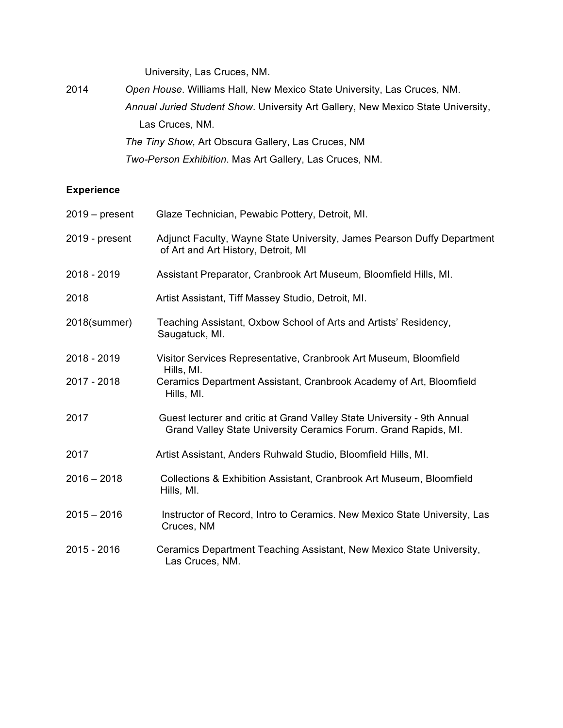University, Las Cruces, NM.

2014 *Open House*. Williams Hall, New Mexico State University, Las Cruces, NM.

*Annual Juried Student Show*. University Art Gallery, New Mexico State University, Las Cruces, NM.

*The Tiny Show,* Art Obscura Gallery, Las Cruces, NM

*Two-Person Exhibition*. Mas Art Gallery, Las Cruces, NM.

**Experience**

2019 – present Glaze Technician, Pewabic Pottery, Detroit, MI.

2019 - present Adjunct Faculty, Wayne State University, James Pearson Duffy Department of Art and Art History, Detroit, MI

2018 - 2019 Assistant Preparator, Cranbrook Art Museum, Bloomfield Hills, MI.

2018 Artist Assistant, Tiff Massey Studio, Detroit, MI.

2018(summer) Teaching Assistant, Oxbow School of Arts and Artists' Residency, Saugatuck, MI.

2018 - 2019 Visitor Services Representative, Cranbrook Art Museum, Bloomfield Hills, MI.

2017 - 2018 Ceramics Department Assistant, Cranbrook Academy of Art, Bloomfield Hills, MI.

2017 Guest lecturer and critic at Grand Valley State University - 9th Annual Grand Valley State University Ceramics Forum. Grand Rapids, MI.

2017 Artist Assistant, Anders Ruhwald Studio, Bloomfield Hills, MI.

2016 – 2018 Collections & Exhibition Assistant, Cranbrook Art Museum, Bloomfield Hills, MI.

2015 – 2016 Instructor of Record, Intro to Ceramics. New Mexico State University, Las Cruces, NM

2015 - 2016 Ceramics Department Teaching Assistant, New Mexico State University, Las Cruces, NM.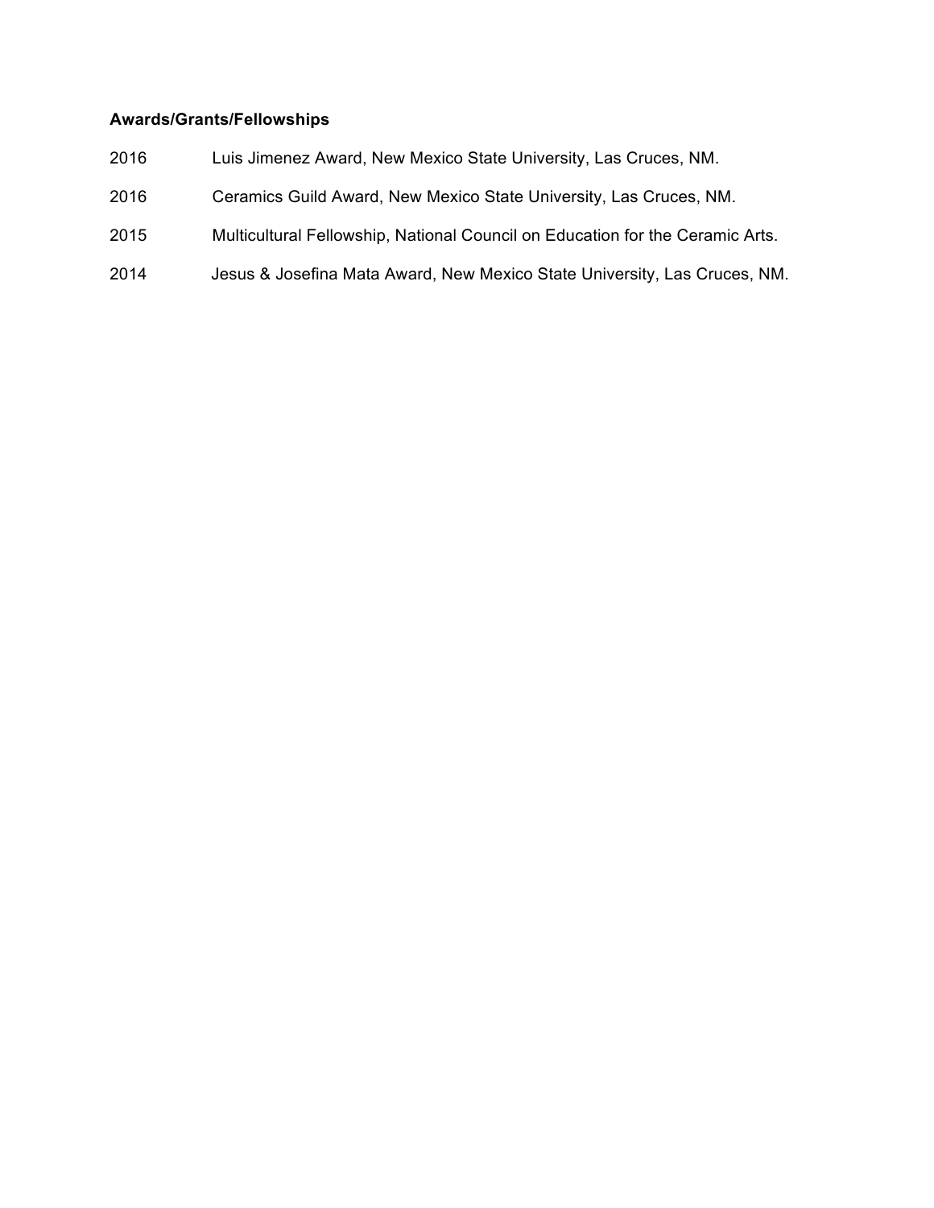**Awards/Grants/Fellowships**

2016 Luis Jimenez Award, New Mexico State University, Las Cruces, NM.

2016 Ceramics Guild Award, New Mexico State University, Las Cruces, NM.

2015 Multicultural Fellowship, National Council on Education for the Ceramic Arts.

2014 Jesus & Josefina Mata Award, New Mexico State University, Las Cruces, NM.